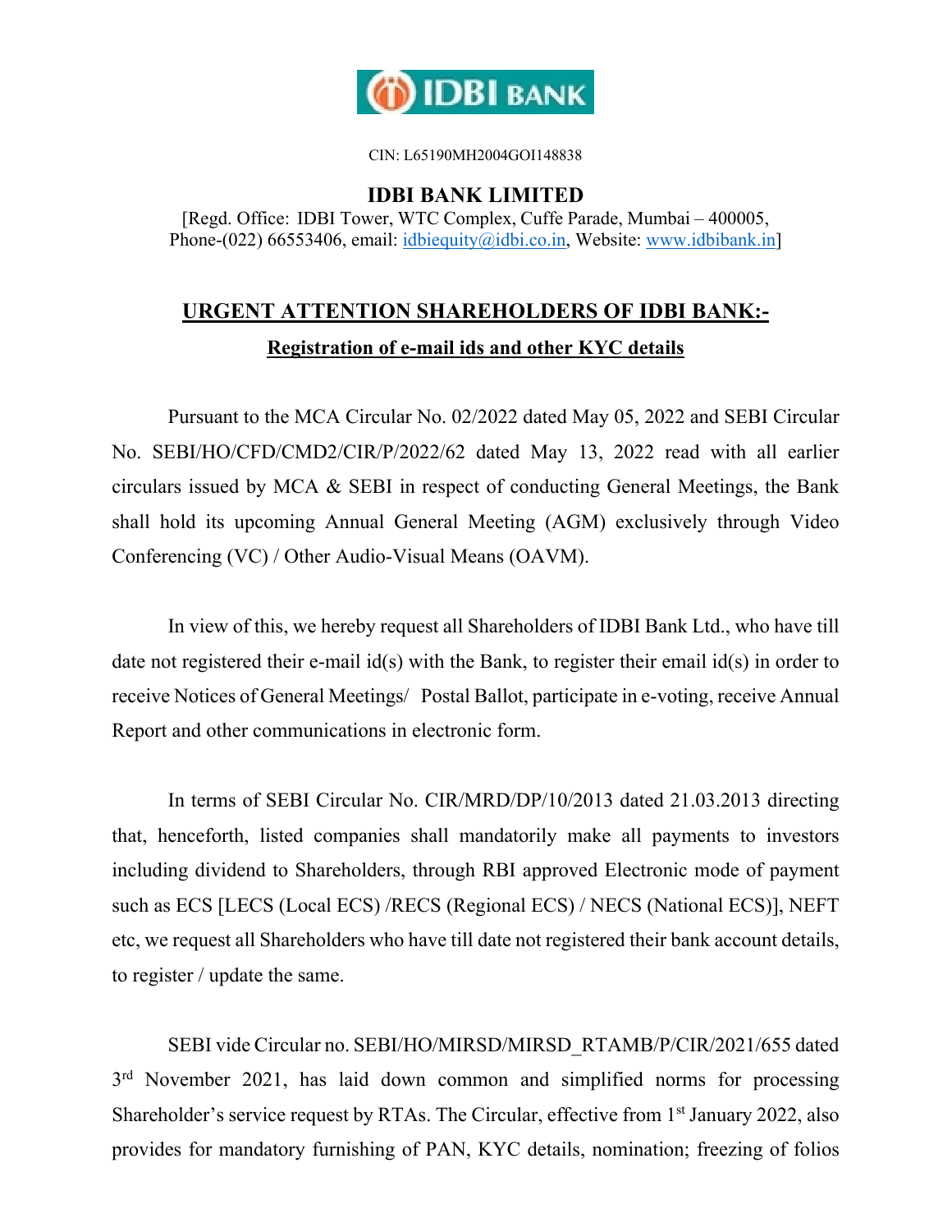CIN: L65190MH2004GOI148838

# IDBI BANK LIMITED

[Regd. Office: IDBI Tower, WTC Complex, Cuffe Parade, Mumbai – 400005, Phone-(022) 66553406, email: idbiequity@idbi.co.in, Website: www.idbibank.in]

## URGENT ATTENTION SHAREHOLDERS OF IDBI BANK:-

### Registration of e-mail ids and other KYC details

Pursuant to the MCA Circular No. 02/2022 dated May 05, 2022 and SEBI Circular No. SEBI/HO/CFD/CMD2/CIR/P/2022/62 dated May 13, 2022 read with all earlier circulars issued by MCA & SEBI in respect of conducting General Meetings, the Bank shall hold its upcoming Annual General Meeting (AGM) exclusively through Video Conferencing (VC) / Other Audio-Visual Means (OAVM).

In view of this, we hereby request all Shareholders of IDBI Bank Ltd., who have till date not registered their e-mail id(s) with the Bank, to register their email id(s) in order to receive Notices of General Meetings/ Postal Ballot, participate in e-voting, receive Annual Report and other communications in electronic form.

In terms of SEBI Circular No. CIR/MRD/DP/10/2013 dated 21.03.2013 directing that, henceforth, listed companies shall mandatorily make all payments to investors including dividend to Shareholders, through RBI approved Electronic mode of payment such as ECS [LECS (Local ECS) /RECS (Regional ECS) / NECS (National ECS)], NEFT etc, we request all Shareholders who have till date not registered their bank account details, to register / update the same.

SEBI vide Circular no. SEBI/HO/MIRSD/MIRSD_RTAMB/P/CIR/2021/655 dated 3rd November 2021, has laid down common and simplified norms for processing Shareholder's service request by RTAs. The Circular, effective from 1st January 2022, also provides for mandatory furnishing of PAN, KYC details, nomination; freezing of folios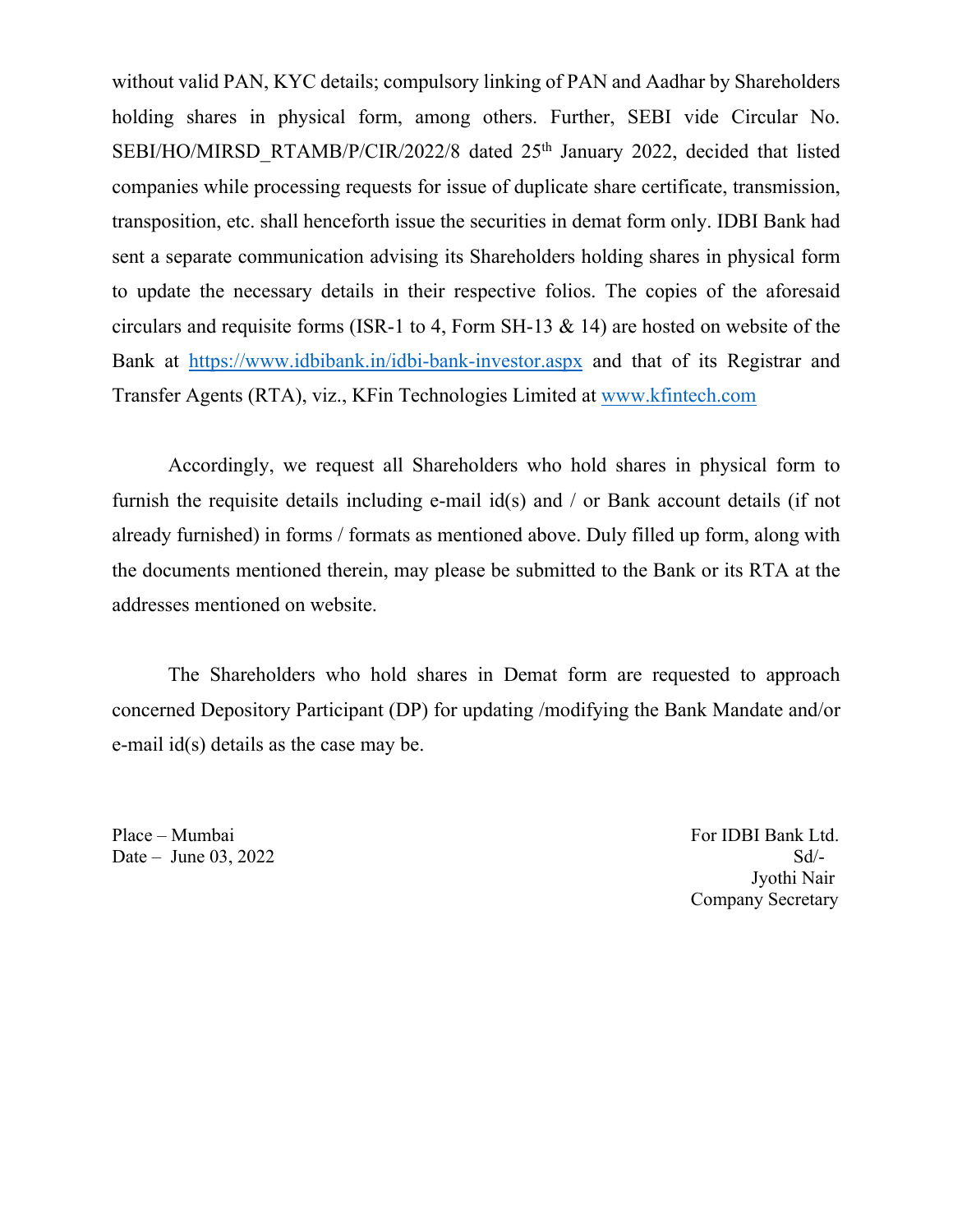without valid PAN, KYC details; compulsory linking of PAN and Aadhar by Shareholders holding shares in physical form, among others. Further, SEBI vide Circular No. SEBI/HO/MIRSD_RTAMB/P/CIR/2022/8 dated 25th January 2022, decided that listed companies while processing requests for issue of duplicate share certificate, transmission, transposition, etc. shall henceforth issue the securities in demat form only. IDBI Bank had sent a separate communication advising its Shareholders holding shares in physical form to update the necessary details in their respective folios. The copies of the aforesaid circulars and requisite forms (ISR-1 to 4, Form SH-13 & 14) are hosted on website of the Bank at https://www.idbibank.in/idbi-bank-investor.aspx and that of its Registrar and Transfer Agents (RTA), viz., KFin Technologies Limited at www.kfintech.com

Accordingly, we request all Shareholders who hold shares in physical form to furnish the requisite details including e-mail id(s) and / or Bank account details (if not already furnished) in forms / formats as mentioned above. Duly filled up form, along with the documents mentioned therein, may please be submitted to the Bank or its RTA at the addresses mentioned on website.

The Shareholders who hold shares in Demat form are requested to approach concerned Depository Participant (DP) for updating /modifying the Bank Mandate and/or e-mail id(s) details as the case may be.

Place – Mumbai
Date – June 03, 2022

For IDBI Bank Ltd.
Sd/-
Jyothi Nair
Company Secretary